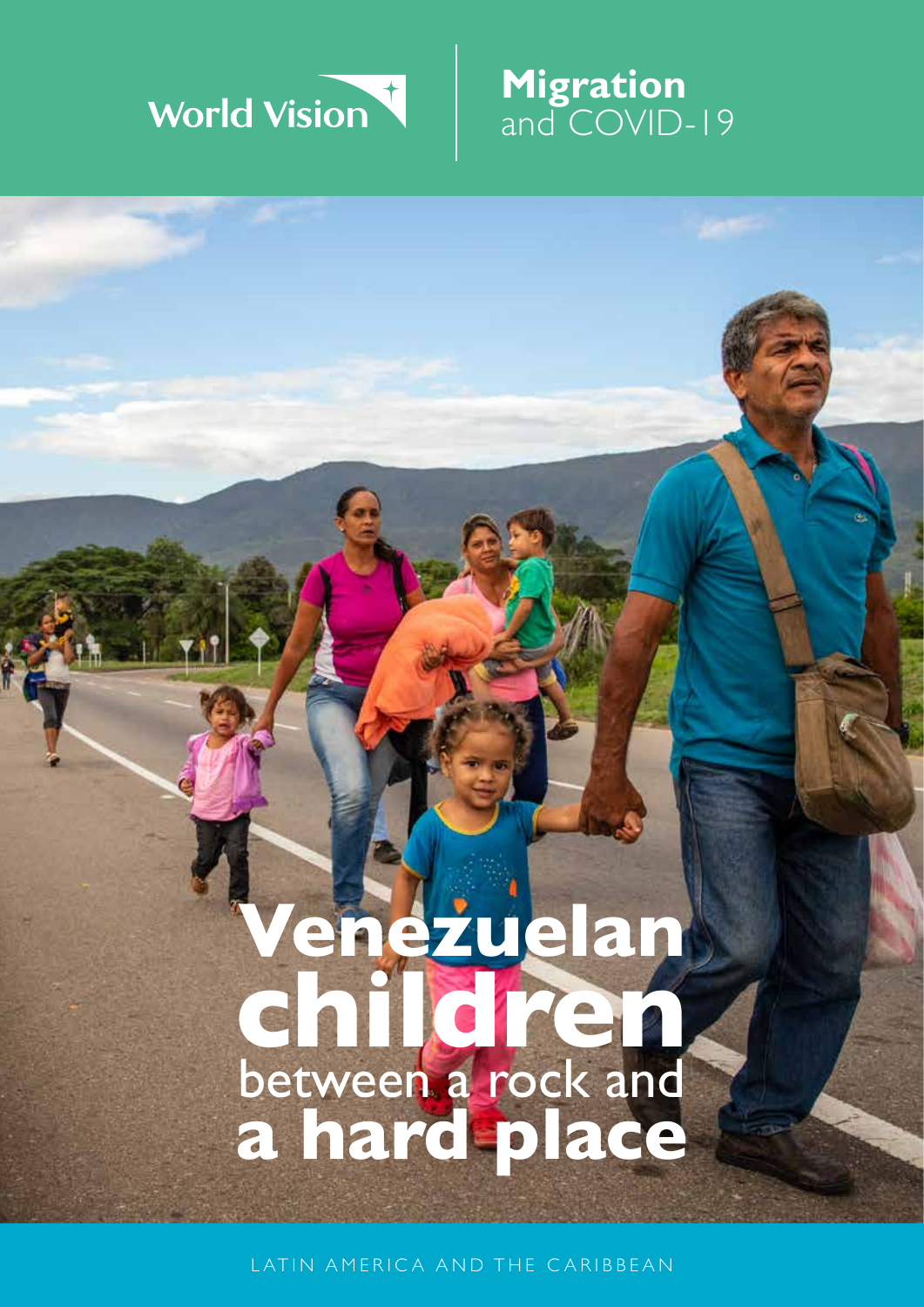World Vision

**Migration** and COVID-19

# Venezuelan children between a rock and a hard place

LATIN AMERICA AND THE CARIBBEAN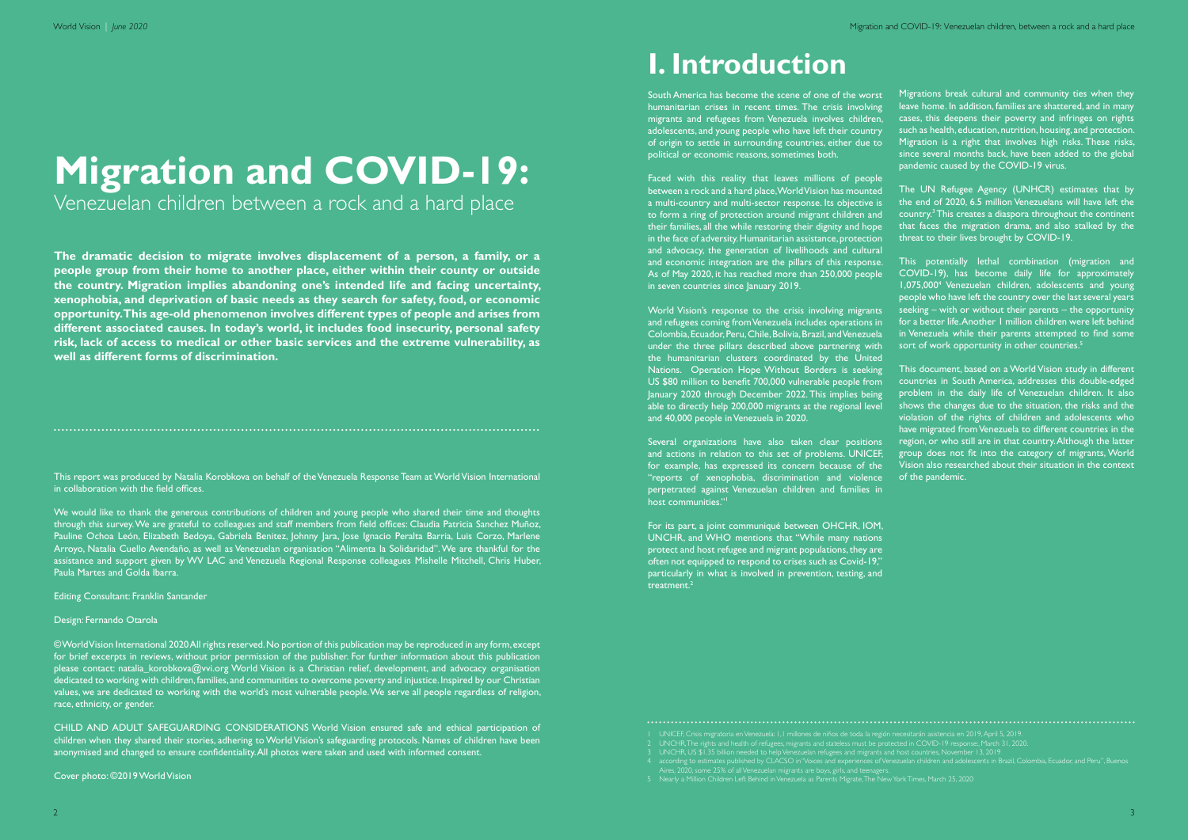# Migration and COVID-19:

Venezuelan children between a rock and a hard place

**The dramatic decision to migrate involves displacement of a person, a family, or a people group from their home to another place, either within their county or outside the country. Migration implies abandoning one's intended life and facing uncertainty, xenophobia, and deprivation of basic needs as they search for safety, food, or economic opportunity. This age-old phenomenon involves different types of people and arises from different associated causes. In today's world, it includes food insecurity, personal safety risk, lack of access to medical or other basic services and the extreme vulnerability, as well as different forms of discrimination.**

This report was produced by Natalia Korobkova on behalf of the Venezuela Response Team at World Vision International in collaboration with the field offices.

We would like to thank the generous contributions of children and young people who shared their time and thoughts through this survey. We are grateful to colleagues and staff members from field offices: Claudia Patricia Sanchez Muñoz, Pauline Ochoa León, Elizabeth Bedoya, Gabriela Benitez, Johnny Jara, Jose Ignacio Peralta Barria, Luis Corzo, Marlene Arroyo, Natalia Cuello Avendaño, as well as Venezuelan organisation "Alimenta la Solidaridad". We are thankful for the assistance and support given by WV LAC and Venezuela Regional Response colleagues Mishelle Mitchell, Chris Huber, Paula Martes and Golda Ibarra.

Editing Consultant: Franklin Santander

Design: Fernando Otarola

©World Vision International 2020 All rights reserved. No portion of this publication may be reproduced in any form, except for brief excerpts in reviews, without prior permission of the publisher. For further information about this publication please contact: natalia_korobkova@wvi.org World Vision is a Christian relief, development, and advocacy organisation dedicated to working with children, families, and communities to overcome poverty and injustice. Inspired by our Christian values, we are dedicated to working with the world's most vulnerable people. We serve all people regardless of religion, race, ethnicity, or gender.

CHILD AND ADULT SAFEGUARDING CONSIDERATIONS World Vision ensured safe and ethical participation of children when they shared their stories, adhering to World Vision's safeguarding protocols. Names of children have been anonymised and changed to ensure confidentiality. All photos were taken and used with informed consent.

Cover photo: ©2019 World Vision

# I. Introduction

South America has become the scene of one of the worst humanitarian crises in recent times. The crisis involving migrants and refugees from Venezuela involves children, adolescents, and young people who have left their country of origin to settle in surrounding countries, either due to political or economic reasons, sometimes both.

Faced with this reality that leaves millions of people between a rock and a hard place, World Vision has mounted a multi-country and multi-sector response. Its objective is to form a ring of protection around migrant children and their families, all the while restoring their dignity and hope in the face of adversity. Humanitarian assistance, protection and advocacy, the generation of livelihoods and cultural and economic integration are the pillars of this response. As of May 2020, it has reached more than 250,000 people in seven countries since January 2019.

World Vision's response to the crisis involving migrants and refugees coming from Venezuela includes operations in Colombia, Ecuador, Peru, Chile, Bolivia, Brazil, and Venezuela under the three pillars described above partnering with the humanitarian clusters coordinated by the United Nations. Operation Hope Without Borders is seeking US $80 million to benefit 700,000 vulnerable people from January 2020 through December 2022. This implies being able to directly help 200,000 migrants at the regional level and 40,000 people in Venezuela in 2020.

Several organizations have also taken clear positions and actions in relation to this set of problems. UNICEF, for example, has expressed its concern because of the "reports of xenophobia, discrimination and violence perpetrated against Venezuelan children and families in host communities."[1]

For its part, a joint communiqué between OHCHR, IOM, UNHCR, and WHO mentions that "While many nations protect and host refugee and migrant populations, they are often not equipped to respond to crises such as Covid-19," particularly in what is involved in prevention, testing, and treatment.[2]

Migrations break cultural and community ties when they leave home. In addition, families are shattered, and in many cases, this deepens their poverty and infringes on rights such as health, education, nutrition, housing, and protection. Migration is a right that involves high risks. These risks, since several months back, have been added to the global pandemic caused by the COVID-19 virus.

The UN Refugee Agency (UNHCR) estimates that by the end of 2020, 6.5 million Venezuelans will have left the country.[3] This creates a diaspora throughout the continent that faces the migration drama, and also stalked by the threat to their lives brought by COVID-19.

This potentially lethal combination (migration and COVID-19), has become daily life for approximately 1,075,000[4] Venezuelan children, adolescents and young people who have left the country over the last several years seeking – with or without their parents – the opportunity for a better life. Another 1 million children were left behind in Venezuela while their parents attempted to find some sort of work opportunity in other countries.[5]

This document, based on a World Vision study in different countries in South America, addresses this double-edged problem in the daily life of Venezuelan children. It also shows the changes due to the situation, the risks and the violation of the rights of children and adolescents who have migrated from Venezuela to different countries in the region, or who still are in that country. Although the latter group does not fit into the category of migrants, World Vision also researched about their situation in the context of the pandemic.

1 UNICEF, Crisis migratoria en Venezuela: 1,1 millones de niños de toda la región necesitarán asistencia en 2019, April 5, 2019.
2 UNCHR, The rights and health of refugees, migrants and stateless must be protected in COVID-19 response., March 31, 2020.
3 UNCHR, US $1.35 billion needed to help Venezuelan refugees and migrants and host countries, November 13, 2019.
4 according to estimates published by CLACSO in "Voices and experiences of Venezuelan children and adolescents in Brazil, Colombia, Ecuador, and Peru", Buenos Aires, 2020, some 25% of all Venezuelan migrants are boys, girls, and teenagers.
5 Nearly a Million Children Left Behind in Venezuela as Parents Migrate, The New York Times, March 25, 2020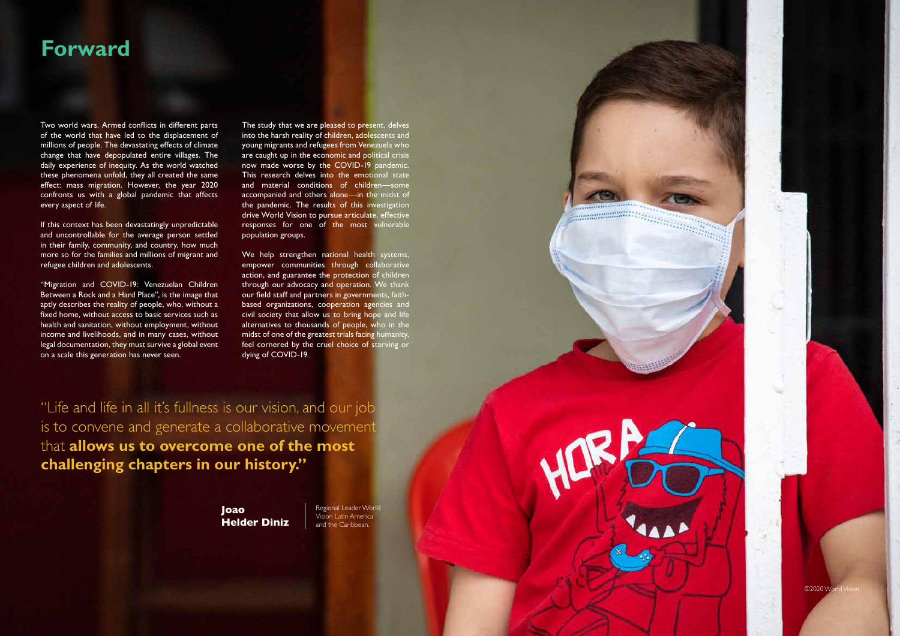# Forward

Two world wars. Armed conflicts in different parts of the world that have led to the displacement of millions of people. The devastating effects of climate change that have depopulated entire villages. The daily experience of inequity. As the world watched these phenomena unfold, they all created the same effect: mass migration. However, the year 2020 confronts us with a global pandemic that affects every aspect of life.

If this context has been devastatingly unpredictable and uncontrollable for the average person settled in their family, community, and country, how much more so for the families and millions of migrant and refugee children and adolescents.

"Migration and COVID-19: Venezuelan Children Between a Rock and a Hard Place", is the image that aptly describes the reality of people, who, without a fixed home, without access to basic services such as health and sanitation, without employment, without income and livelihoods, and in many cases, without legal documentation, they must survive a global event on a scale this generation has never seen.

The study that we are pleased to present, delves into the harsh reality of children, adolescents and young migrants and refugees from Venezuela who are caught up in the economic and political crisis now made worse by the COVID-19 pandemic. This research delves into the emotional state and material conditions of children—some accompanied and others alone—in the midst of the pandemic. The results of this investigation drive World Vision to pursue articulate, effective responses for one of the most vulnerable population groups.

We help strengthen national health systems, empower communities through collaborative action, and guarantee the protection of children through our advocacy and operation. We thank our field staff and partners in governments, faith-based organizations, cooperation agencies and civil society that allow us to bring hope and life alternatives to thousands of people, who in the midst of one of the greatest trials facing humanity, feel cornered by the cruel choice of starving or dying of COVID-19.

"Life and life in all it's fullness is our vision, and our job is to convene and generate a collaborative movement that **allows us to overcome one of the most challenging chapters in our history."**

**Joao Helder Diniz**
Regional Leader World Vision Latin America and the Caribbean.

©2020 World Vision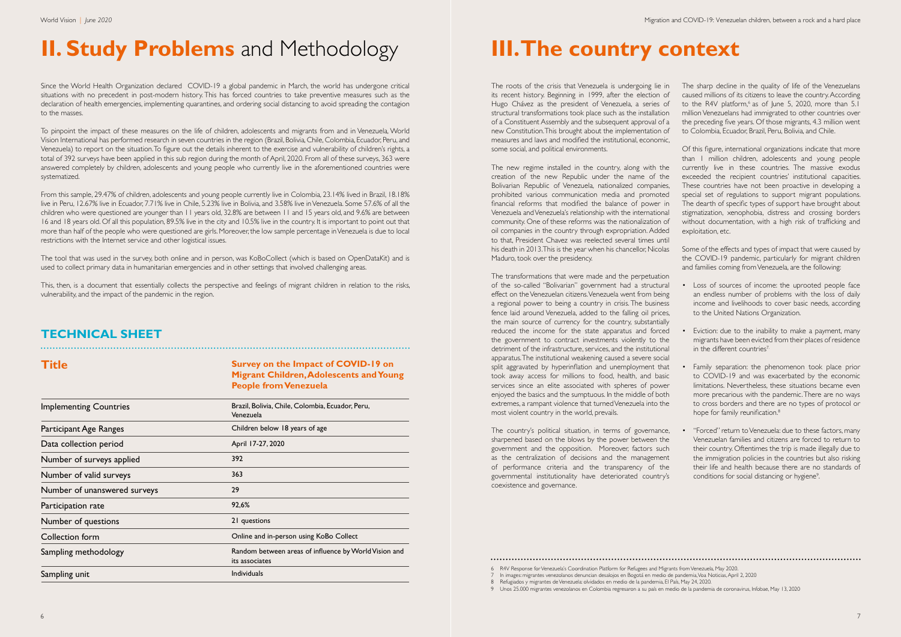# II. Study Problems and Methodology

Since the World Health Organization declared COVID-19 a global pandemic in March, the world has undergone critical situations with no precedent in post-modern history. This has forced countries to take preventive measures such as the declaration of health emergencies, implementing quarantines, and ordering social distancing to avoid spreading the contagion to the masses.

To pinpoint the impact of these measures on the life of children, adolescents and migrants from and in Venezuela, World Vision International has performed research in seven countries in the region (Brazil, Bolivia, Chile, Colombia, Ecuador, Peru, and Venezuela) to report on the situation. To figure out the details inherent to the exercise and vulnerability of children's rights, a total of 392 surveys have been applied in this sub region during the month of April, 2020. From all of these surveys, 363 were answered completely by children, adolescents and young people who currently live in the aforementioned countries were systematized.

From this sample, 29.47% of children, adolescents and young people currently live in Colombia, 23.14% lived in Brazil, 18.18% live in Peru, 12.67% live in Ecuador, 7.71% live in Chile, 5.23% live in Bolivia, and 3.58% live in Venezuela. Some 57.6% of all the children who were questioned are younger than 11 years old, 32.8% are between 11 and 15 years old, and 9.6% are between 16 and 18 years old. Of all this population, 89.5% live in the city and 10.5% live in the country. It is important to point out that more than half of the people who were questioned are girls. Moreover, the low sample percentage in Venezuela is due to local restrictions with the Internet service and other logistical issues.

The tool that was used in the survey, both online and in person, was KoBoCollect (which is based on OpenDataKit) and is used to collect primary data in humanitarian emergencies and in other settings that involved challenging areas.

This, then, is a document that essentially collects the perspective and feelings of migrant children in relation to the risks, vulnerability, and the impact of the pandemic in the region.

## TECHNICAL SHEET

| **Title** | **Survey on the Impact of COVID-19 on Migrant Children, Adolescents and Young People from Venezuela** |
|---|---|
| Implementing Countries | Brazil, Bolivia, Chile, Colombia, Ecuador, Peru, Venezuela |
| Participant Age Ranges | Children below 18 years of age |
| Data collection period | April 17-27, 2020 |
| Number of surveys applied | 392 |
| Number of valid surveys | 363 |
| Number of unanswered surveys | 29 |
| Participation rate | 92,6% |
| Number of questions | 21 questions |
| Collection form | Online and in-person using KoBo Collect |
| Sampling methodology | Random between areas of influence by World Vision and its associates |
| Sampling unit | Individuals |

# III. The country context

The roots of the crisis that Venezuela is undergoing lie in its recent history. Beginning in 1999, after the election of Hugo Chávez as the president of Venezuela, a series of structural transformations took place such as the installation of a Constituent Assembly and the subsequent approval of a new Constitution. This brought about the implementation of measures and laws and modified the institutional, economic, some social, and political environments.

The new regime installed in the country, along with the creation of the new Republic under the name of the Bolivarian Republic of Venezuela, nationalized companies, prohibited various communication media and promoted financial reforms that modified the balance of power in Venezuela and Venezuela's relationship with the international community. One of these reforms was the nationalization of oil companies in the country through expropriation. Added to that, President Chavez was reelected several times until his death in 2013. This is the year when his chancellor, Nicolas Maduro, took over the presidency.

The transformations that were made and the perpetuation of the so-called "Bolivarian" government had a structural effect on the Venezuelan citizens. Venezuela went from being a regional power to being a country in crisis. The business fence laid around Venezuela, added to the falling oil prices, the main source of currency for the country, substantially reduced the income for the state apparatus and forced the government to contract investments violently to the detriment of the infrastructure, services, and the institutional apparatus. The institutional weakening caused a severe social split aggravated by hyperinflation and unemployment that took away access for millions to food, health, and basic services since an elite associated with spheres of power enjoyed the basics and the sumptuous. In the middle of both extremes, a rampant violence that turned Venezuela into the most violent country in the world, prevails.

The country's political situation, in terms of governance, sharpened based on the blows by the power between the government and the opposition. Moreover, factors such as the centralization of decisions and the management of performance criteria and the transparency of the governmental institutionality have deteriorated country's coexistence and governance.

The sharp decline in the quality of life of the Venezuelans caused millions of its citizens to leave the country. According to the R4V platform,[6] as of June 5, 2020, more than 5.1 million Venezuelans had immigrated to other countries over the preceding five years. Of those migrants, 4.3 million went to Colombia, Ecuador, Brazil, Peru, Bolivia, and Chile.

Of this figure, international organizations indicate that more than 1 million children, adolescents and young people currently live in these countries. The massive exodus exceeded the recipient countries' institutional capacities. These countries have not been proactive in developing a special set of regulations to support migrant populations. The dearth of specific types of support have brought about stigmatization, xenophobia, distress and crossing borders without documentation, with a high risk of trafficking and exploitation, etc.

Some of the effects and types of impact that were caused by the COVID-19 pandemic, particularly for migrant children and families coming from Venezuela, are the following:

- Loss of sources of income: the uprooted people face an endless number of problems with the loss of daily income and livelihoods to cover basic needs, according to the United Nations Organization.
- Eviction: due to the inability to make a payment, many migrants have been evicted from their places of residence in the different countries[7].
- Family separation: the phenomenon took place prior to COVID-19 and was exacerbated by the economic limitations. Nevertheless, these situations became even more precarious with the pandemic. There are no ways to cross borders and there are no types of protocol or hope for family reunification.[8]
- "Forced" return to Venezuela: due to these factors, many Venezuelan families and citizens are forced to return to their country. Oftentimes the trip is made illegally due to the immigration policies in the countries but also risking their life and health because there are no standards of conditions for social distancing or hygiene[9].

6 R4V Response for Venezuela's Coordination Platform for Refugees and Migrants from Venezuela, May 2020.
7 In images: migrantes venezolanos denuncian desalojos en Bogotá en medio de pandemia, Voa Noticias, April 2, 2020
8 Refugiados y migrantes de Venezuela: olvidados en medio de la pandemia, El País, May 24, 2020.
9 Unos 25.000 migrantes venezolanos en Colombia regresaron a su país en medio de la pandemia de coronavirus, Infobae, May 13, 2020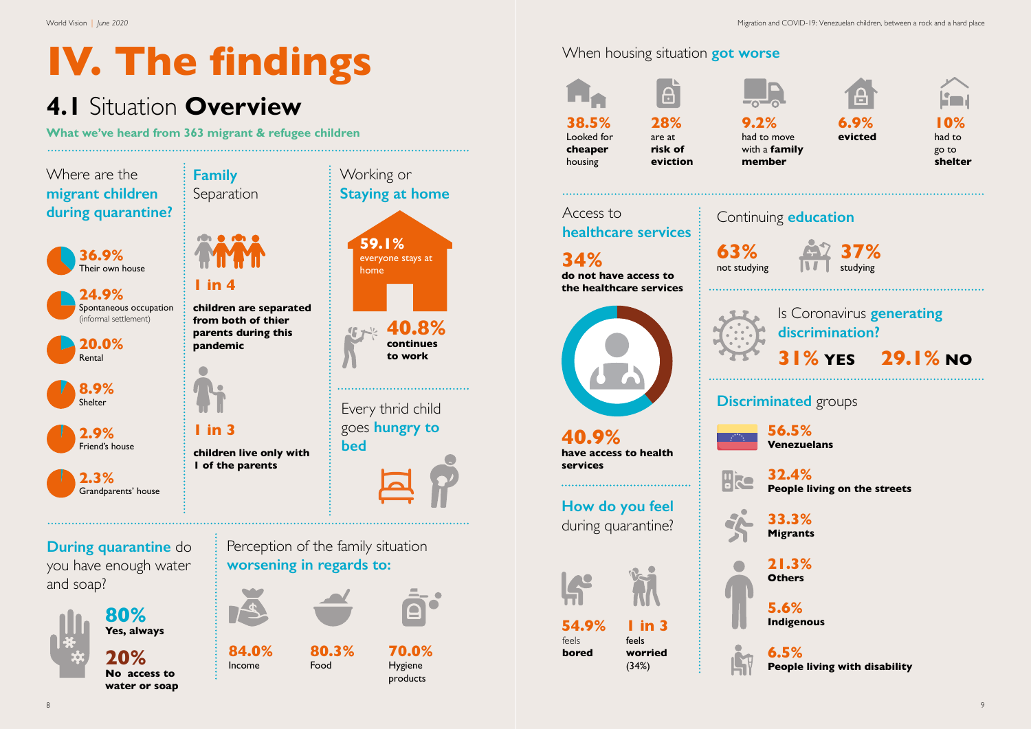# IV. The findings

## 4.1 Situation **Overview**

**What we've heard from 363 migrant & refugee children**

### Where are the migrant children during quarantine?

- **36.9%** Their own house
- **24.9%** Spontaneous occupation (informal settlement)
- **20.0%** Rental
- **8.9%** Shelter
- **2.9%** Friend's house
- **2.3%** Grandparents' house

### Family Separation

**1 in 4**

**children are separated from both of thier parents during this pandemic**

**1 in 3**

**children live only with 1 of the parents**

### Working or Staying at home

**59.1%** everyone stays at home

**40.8%** **continues to work**

### Every thrid child goes hungry to bed

### During quarantine do you have enough water and soap?

**80%** **Yes, always**

**20%** **No access to water or soap**

### Perception of the family situation worsening in regards to:

- **84.0%** Income
- **80.3%** Food
- **70.0%** Hygiene products

### When housing situation got worse

- **38.5%** Looked for **cheaper** housing
- **28%** are at **risk of eviction**
- **9.2%** had to move with a **family member**
- **6.9%** **evicted**
- **10%** had to go to **shelter**

### Access to healthcare services

**34%** **do not have access to the healthcare services**

**40.9%** **have access to health services**

### How do you feel during quarantine?

**54.9%** feels **bored**

**1 in 3** feels **worried** (34%)

### Continuing education

**63%** not studying

**37%** studying

### Is Coronavirus generating discrimination?

**31% YES** **29.1% NO**

### Discriminated groups

- **56.5%** **Venezuelans**
- **32.4%** **People living on the streets**
- **33.3%** **Migrants**
- **21.3%** **Others**
- **5.6%** **Indigenous**
- **6.5%** **People living with disability**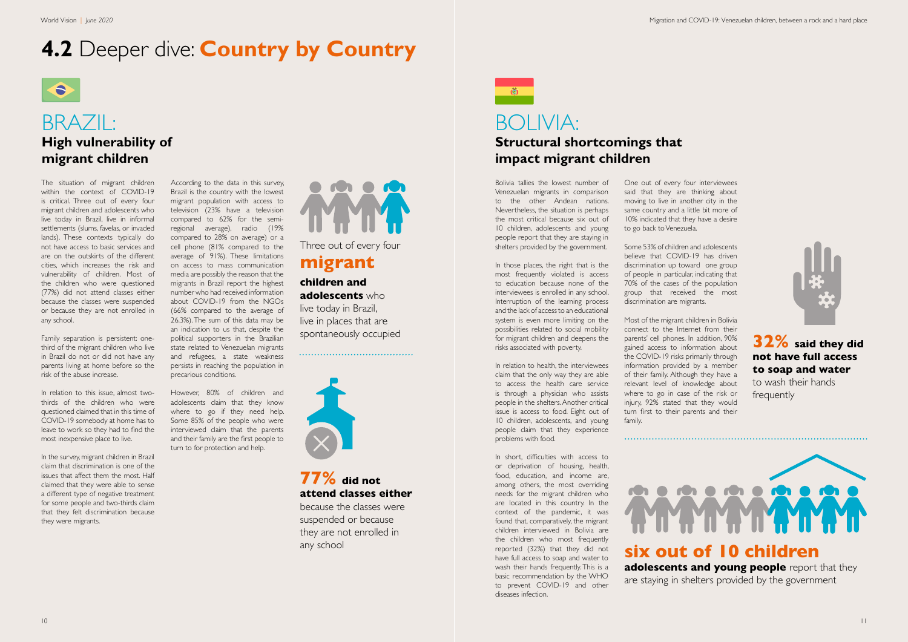# 4.2 Deeper dive: Country by Country

## BRAZIL:
### High vulnerability of migrant children

The situation of migrant children within the context of COVID-19 is critical. Three out of every four migrant children and adolescents who live today in Brazil, live in informal settlements (slums, favelas, or invaded lands). These contexts typically do not have access to basic services and are on the outskirts of the different cities, which increases the risk and vulnerability of children. Most of the children who were questioned (77%) did not attend classes either because the classes were suspended or because they are not enrolled in any school.

Family separation is persistent: one-third of the migrant children who live in Brazil do not or did not have any parents living at home before so the risk of the abuse increase.

In relation to this issue, almost two-thirds of the children who were questioned claimed that in this time of COVID-19 somebody at home has to leave to work so they had to find the most inexpensive place to live.

In the survey, migrant children in Brazil claim that discrimination is one of the issues that affect them the most. Half claimed that they were able to sense a different type of negative treatment for some people and two-thirds claim that they felt discrimination because they were migrants.

According to the data in this survey, Brazil is the country with the lowest migrant population with access to television (23% have a television compared to 62% for the semi-regional average), radio (19% compared to 28% on average) or a cell phone (81% compared to the average of 91%). These limitations on access to mass communication media are possibly the reason that the migrants in Brazil report the highest number who had received information about COVID-19 from the NGOs (66% compared to the average of 26.3%). The sum of this data may be an indication to us that, despite the political supporters in the Brazilian state related to Venezuelan migrants and refugees, a state weakness persists in reaching the population in precarious conditions.

However, 80% of children and adolescents claim that they know where to go if they need help. Some 85% of the people who were interviewed claim that the parents and their family are the first people to turn to for protection and help.

Three out of every four **migrant children and adolescents** who live today in Brazil, live in places that are spontaneously occupied

**77% did not attend classes either** because the classes were suspended or because they are not enrolled in any school

## BOLIVIA:
### Structural shortcomings that impact migrant children

Bolivia tallies the lowest number of Venezuelan migrants in comparison to the other Andean nations. Nevertheless, the situation is perhaps the most critical because six out of 10 children, adolescents and young people report that they are staying in shelters provided by the government.

In those places, the right that is the most frequently violated is access to education because none of the interviewees is enrolled in any school. Interruption of the learning process and the lack of access to an educational system is even more limiting on the possibilities related to social mobility for migrant children and deepens the risks associated with poverty.

In relation to health, the interviewees claim that the only way they are able to access the health care service is through a physician who assists people in the shelters. Another critical issue is access to food. Eight out of 10 children, adolescents, and young people claim that they experience problems with food.

In short, difficulties with access to or deprivation of housing, health, food, education, and income are, among others, the most overriding needs for the migrant children who are located in this country. In the context of the pandemic, it was found that, comparatively, the migrant children interviewed in Bolivia are the children who most frequently reported (32%) that they did not have full access to soap and water to wash their hands frequently. This is a basic recommendation by the WHO to prevent COVID-19 and other diseases infection.

One out of every four interviewees said that they are thinking about moving to live in another city in the same country and a little bit more of 10% indicated that they have a desire to go back to Venezuela.

Some 53% of children and adolescents believe that COVID-19 has driven discrimination up toward one group of people in particular, indicating that 70% of the cases of the population group that received the most discrimination are migrants.

Most of the migrant children in Bolivia connect to the Internet from their parents' cell phones. In addition, 90% gained access to information about the COVID-19 risks primarily through information provided by a member of their family. Although they have a relevant level of knowledge about where to go in case of the risk or injury, 92% stated that they would turn first to their parents and their family.

**32% said they did not have full access to soap and water** to wash their hands frequently

**six out of 10 children adolescents and young people** report that they are staying in shelters provided by the government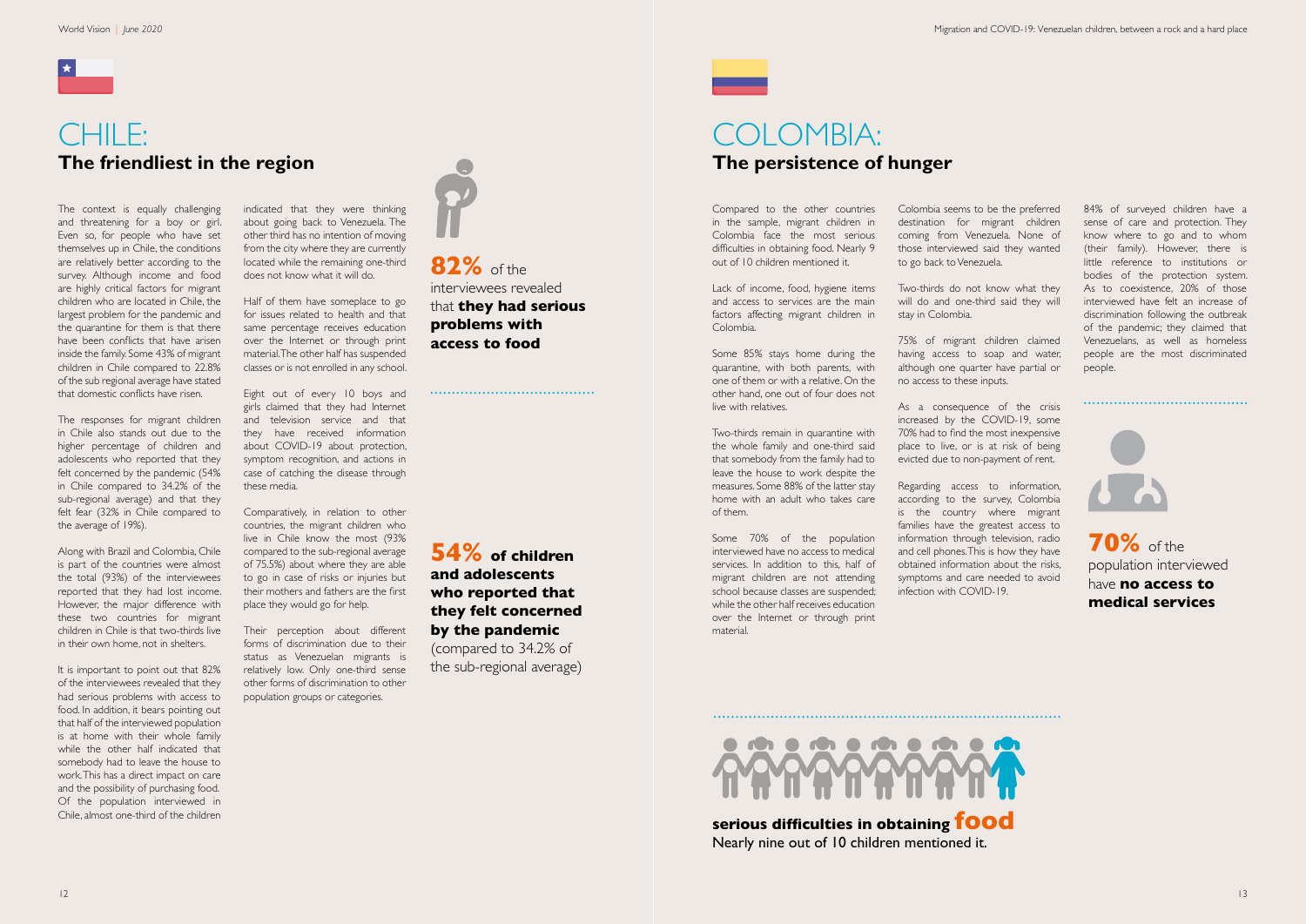# CHILE:

## The friendliest in the region

The context is equally challenging and threatening for a boy or girl. Even so, for people who have set themselves up in Chile, the conditions are relatively better according to the survey. Although income and food are highly critical factors for migrant children who are located in Chile, the largest problem for the pandemic and the quarantine for them is that there have been conflicts that have arisen inside the family. Some 43% of migrant children in Chile compared to 22.8% of the sub regional average have stated that domestic conflicts have risen.

The responses for migrant children in Chile also stands out due to the higher percentage of children and adolescents who reported that they felt concerned by the pandemic (54% in Chile compared to 34.2% of the sub-regional average) and that they felt fear (32% in Chile compared to the average of 19%).

Along with Brazil and Colombia, Chile is part of the countries were almost the total (93%) of the interviewees reported that they had lost income. However, the major difference with these two countries for migrant children in Chile is that two-thirds live in their own home, not in shelters.

It is important to point out that 82% of the interviewees revealed that they had serious problems with access to food. In addition, it bears pointing out that half of the interviewed population is at home with their whole family while the other half indicated that somebody had to leave the house to work. This has a direct impact on care and the possibility of purchasing food. Of the population interviewed in Chile, almost one-third of the children indicated that they were thinking about going back to Venezuela. The other third has no intention of moving from the city where they are currently located while the remaining one-third does not know what it will do.

Half of them have someplace to go for issues related to health and that same percentage receives education over the Internet or through print material. The other half has suspended classes or is not enrolled in any school.

Eight out of every 10 boys and girls claimed that they had Internet and television service and that they have received information about COVID-19 about protection, symptom recognition, and actions in case of catching the disease through these media.

Comparatively, in relation to other countries, the migrant children who live in Chile know the most (93% compared to the sub-regional average of 75.5%) about where they are able to go in case of risks or injuries but their mothers and fathers are the first place they would go for help.

Their perception about different forms of discrimination due to their status as Venezuelan migrants is relatively low. Only one-third sense other forms of discrimination to other population groups or categories.

**82%** of the interviewees revealed that **they had serious problems with access to food**

**54% of children and adolescents who reported that they felt concerned by the pandemic** (compared to 34.2% of the sub-regional average)

# COLOMBIA:

## The persistence of hunger

Compared to the other countries in the sample, migrant children in Colombia face the most serious difficulties in obtaining food. Nearly 9 out of 10 children mentioned it.

Lack of income, food, hygiene items and access to services are the main factors affecting migrant children in Colombia.

Some 85% stays home during the quarantine, with both parents, with one of them or with a relative. On the other hand, one out of four does not live with relatives.

Two-thirds remain in quarantine with the whole family and one-third said that somebody from the family had to leave the house to work despite the measures. Some 88% of the latter stay home with an adult who takes care of them.

Some 70% of the population interviewed have no access to medical services. In addition to this, half of migrant children are not attending school because classes are suspended; while the other half receives education over the Internet or through print material.

Colombia seems to be the preferred destination for migrant children coming from Venezuela. None of those interviewed said they wanted to go back to Venezuela.

Two-thirds do not know what they will do and one-third said they will stay in Colombia.

75% of migrant children claimed having access to soap and water, although one quarter have partial or no access to these inputs.

As a consequence of the crisis increased by the COVID-19, some 70% had to find the most inexpensive place to live, or is at risk of being evicted due to non-payment of rent.

Regarding access to information, according to the survey, Colombia is the country where migrant families have the greatest access to information through television, radio and cell phones. This is how they have obtained information about the risks, symptoms and care needed to avoid infection with COVID-19.

84% of surveyed children have a sense of care and protection. They know where to go and to whom (their family). However, there is little reference to institutions or bodies of the protection system. As to coexistence, 20% of those interviewed have felt an increase of discrimination following the outbreak of the pandemic; they claimed that Venezuelans, as well as homeless people are the most discriminated people.

**70%** of the population interviewed have **no access to medical services**

**serious difficulties in obtaining food**
Nearly nine out of 10 children mentioned it.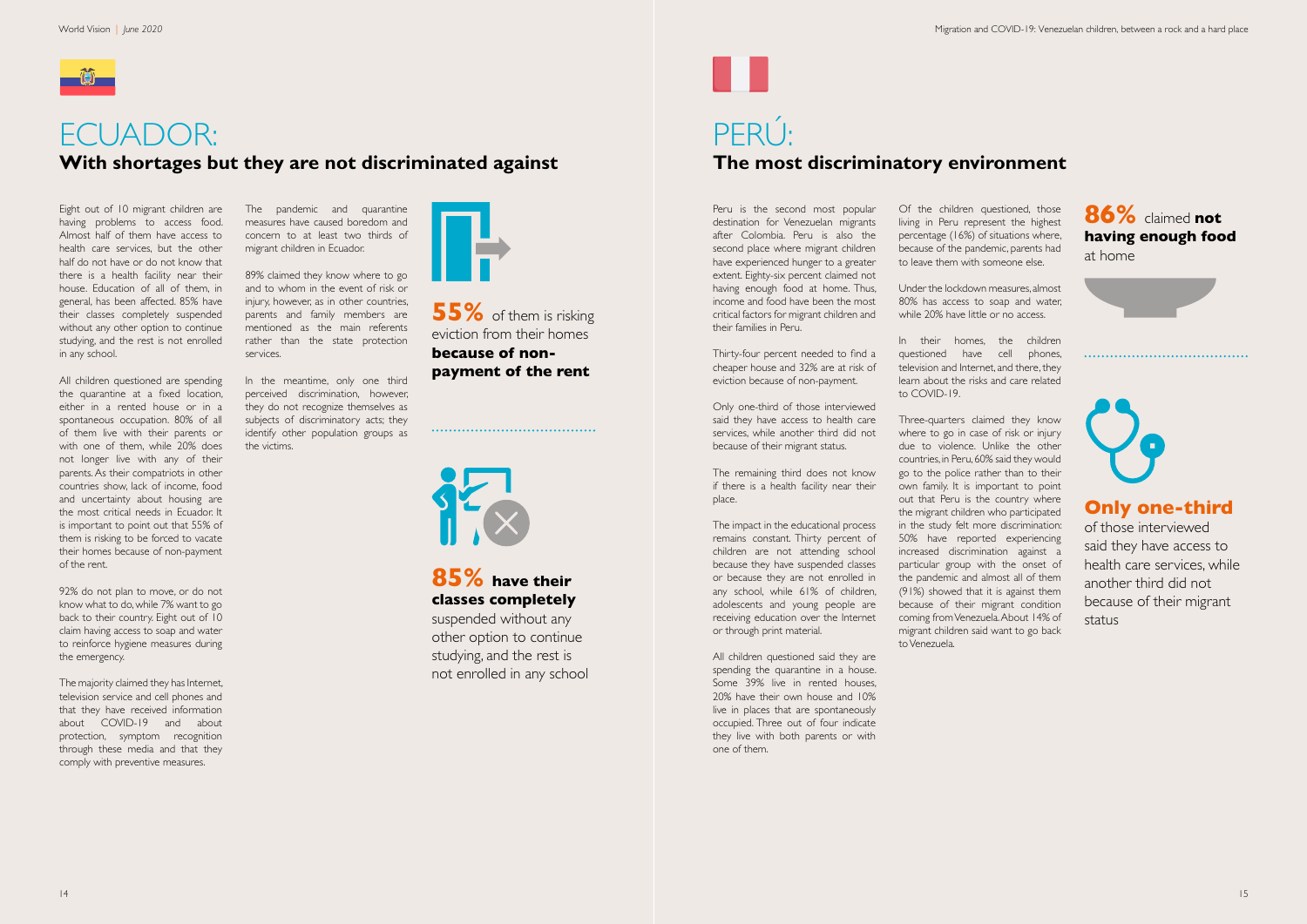# ECUADOR:

## With shortages but they are not discriminated against

Eight out of 10 migrant children are having problems to access food. Almost half of them have access to health care services, but the other half do not have or do not know that there is a health facility near their house. Education of all of them, in general, has been affected. 85% have their classes completely suspended without any other option to continue studying, and the rest is not enrolled in any school.

All children questioned are spending the quarantine at a fixed location, either in a rented house or in a spontaneous occupation. 80% of all of them live with their parents or with one of them, while 20% does not longer live with any of their parents. As their compatriots in other countries show, lack of income, food and uncertainty about housing are the most critical needs in Ecuador. It is important to point out that 55% of them is risking to be forced to vacate their homes because of non-payment of the rent.

92% do not plan to move, or do not know what to do, while 7% want to go back to their country. Eight out of 10 claim having access to soap and water to reinforce hygiene measures during the emergency.

The majority claimed they has Internet, television service and cell phones and that they have received information about COVID-19 and about protection, symptom recognition through these media and that they comply with preventive measures.

The pandemic and quarantine measures have caused boredom and concern to at least two thirds of migrant children in Ecuador.

89% claimed they know where to go and to whom in the event of risk or injury, however, as in other countries, parents and family members are mentioned as the main referents rather than the state protection services.

In the meantime, only one third perceived discrimination, however, they do not recognize themselves as subjects of discriminatory acts; they identify other population groups as the victims.

**55%** of them is risking eviction from their homes **because of non-payment of the rent**

**85% have their classes completely** suspended without any other option to continue studying, and the rest is not enrolled in any school

# PERÚ:

## The most discriminatory environment

Peru is the second most popular destination for Venezuelan migrants after Colombia. Peru is also the second place where migrant children have experienced hunger to a greater extent. Eighty-six percent claimed not having enough food at home. Thus, income and food have been the most critical factors for migrant children and their families in Peru.

Thirty-four percent needed to find a cheaper house and 32% are at risk of eviction because of non-payment.

Only one-third of those interviewed said they have access to health care services, while another third did not because of their migrant status.

The remaining third does not know if there is a health facility near their place.

The impact in the educational process remains constant. Thirty percent of children are not attending school because they have suspended classes or because they are not enrolled in any school, while 61% of children, adolescents and young people are receiving education over the Internet or through print material.

All children questioned said they are spending the quarantine in a house. Some 39% live in rented houses, 20% have their own house and 10% live in places that are spontaneously occupied. Three out of four indicate they live with both parents or with one of them.

Of the children questioned, those living in Peru represent the highest percentage (16%) of situations where, because of the pandemic, parents had to leave them with someone else.

Under the lockdown measures, almost 80% has access to soap and water, while 20% have little or no access.

In their homes, the children questioned have cell phones, television and Internet, and there, they learn about the risks and care related to COVID-19.

Three-quarters claimed they know where to go in case of risk or injury due to violence. Unlike the other countries, in Peru, 60% said they would go to the police rather than to their own family. It is important to point out that Peru is the country where the migrant children who participated in the study felt more discrimination: 50% have reported experiencing increased discrimination against a particular group with the onset of the pandemic and almost all of them (91%) showed that it is against them because of their migrant condition coming from Venezuela. About 14% of migrant children said want to go back to Venezuela.

**86%** claimed **not having enough food** at home

**Only one-third** of those interviewed said they have access to health care services, while another third did not because of their migrant status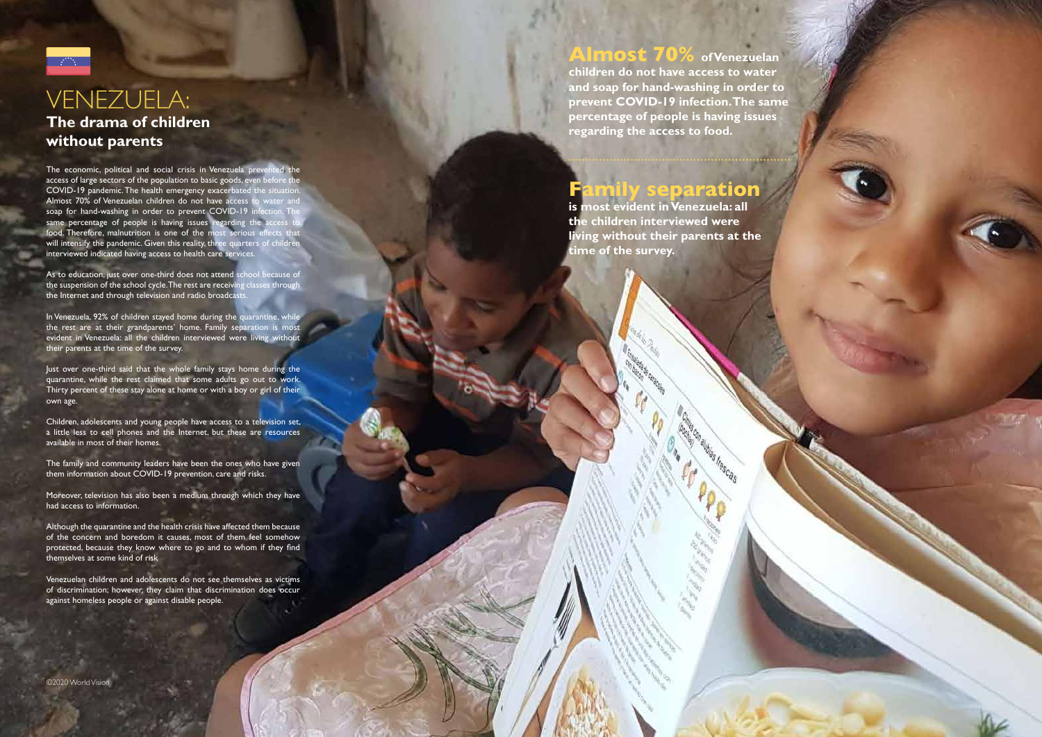# VENEZUELA:

## The drama of children without parents

The economic, political and social crisis in Venezuela prevented the access of large sectors of the population to basic goods, even before the COVID-19 pandemic. The health emergency exacerbated the situation. Almost 70% of Venezuelan children do not have access to water and soap for hand-washing in order to prevent COVID-19 infection. The same percentage of people is having issues regarding the access to food. Therefore, malnutrition is one of the most serious effects that will intensify the pandemic. Given this reality, three quarters of children interviewed indicated having access to health care services.

As to education, just over one-third does not attend school because of the suspension of the school cycle. The rest are receiving classes through the Internet and through television and radio broadcasts.

In Venezuela, 92% of children stayed home during the quarantine, while the rest are at their grandparents' home. Family separation is most evident in Venezuela: all the children interviewed were living without their parents at the time of the survey.

Just over one-third said that the whole family stays home during the quarantine, while the rest claimed that some adults go out to work. Thirty percent of these stay alone at home or with a boy or girl of their own age.

Children, adolescents and young people have access to a television set, a little less to cell phones and the Internet, but these are resources available in most of their homes.

The family and community leaders have been the ones who have given them information about COVID-19 prevention, care and risks.

Moreover, television has also been a medium through which they have had access to information.

Although the quarantine and the health crisis have affected them because of the concern and boredom it causes, most of them feel somehow protected, because they know where to go and to whom if they find themselves at some kind of risk

Venezuelan children and adolescents do not see themselves as victims of discrimination; however, they claim that discrimination does occur against homeless people or against disable people.

**Almost 70% of Venezuelan children do not have access to water and soap for hand-washing in order to prevent COVID-19 infection. The same percentage of people is having issues regarding the access to food.**

**Family separation is most evident in Venezuela: all the children interviewed were living without their parents at the time of the survey.**

©2020 World Vision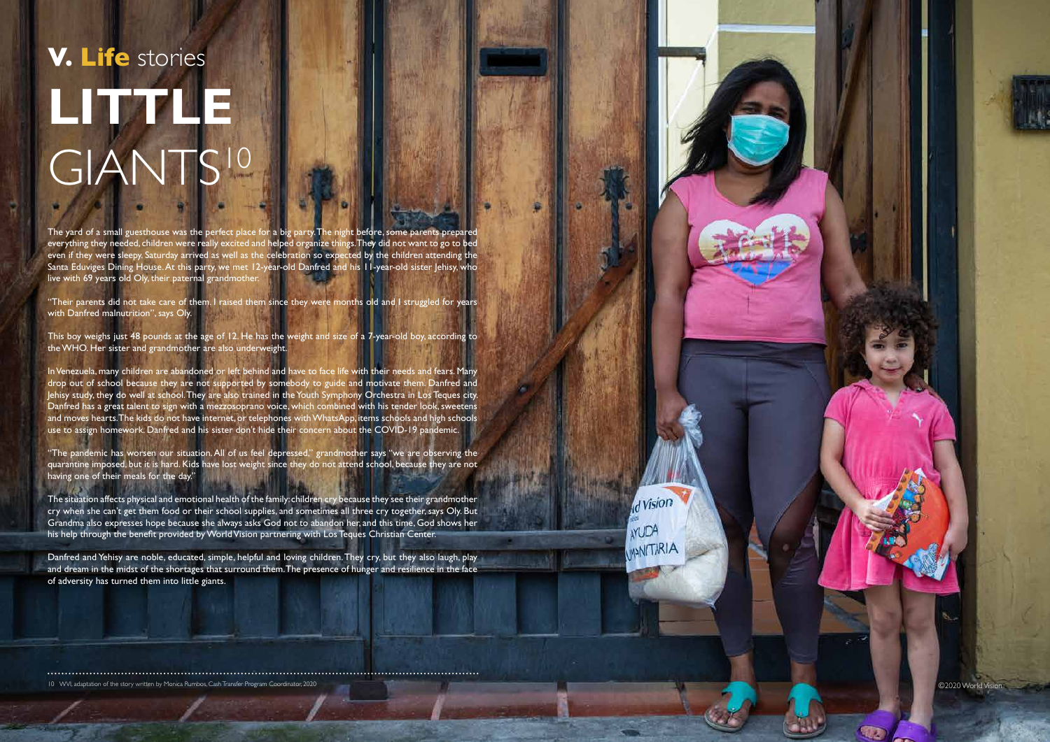# V. Life stories

# LITTLE GIANTS[10]

The yard of a small guesthouse was the perfect place for a big party. The night before, some parents prepared everything they needed, children were really excited and helped organize things. They did not want to go to bed even if they were sleepy. Saturday arrived as well as the celebration so expected by the children attending the Santa Eduviges Dining House. At this party, we met 12-year-old Danfred and his 11-year-old sister Jehisy, who live with 69 years old Oly, their paternal grandmother.

"Their parents did not take care of them. I raised them since they were months old and I struggled for years with Danfred malnutrition", says Oly.

This boy weighs just 48 pounds at the age of 12. He has the weight and size of a 7-year-old boy, according to the WHO. Her sister and grandmother are also underweight.

In Venezuela, many children are abandoned or left behind and have to face life with their needs and fears. Many drop out of school because they are not supported by somebody to guide and motivate them. Danfred and Jehisy study, they do well at school. They are also trained in the Youth Symphony Orchestra in Los Teques city. Danfred has a great talent to sign with a mezzosoprano voice, which combined with his tender look, sweetens and moves hearts. The kids do not have internet, or telephones with WhatsApp, items schools and high schools use to assign homework. Danfred and his sister don't hide their concern about the COVID-19 pandemic.

"The pandemic has worsen our situation. All of us feel depressed," grandmother says "we are observing the quarantine imposed, but it is hard. Kids have lost weight since they do not attend school, because they are not having one of their meals for the day."

The situation affects physical and emotional health of the family: children cry because they see their grandmother cry when she can't get them food or their school supplies, and sometimes all three cry together, says Oly. But Grandma also expresses hope because she always asks God not to abandon her, and this time, God shows her his help through the benefit provided by World Vision partnering with Los Teques Christian Center.

Danfred and Yehisy are noble, educated, simple, helpful and loving children. They cry, but they also laugh, play and dream in the midst of the shortages that surround them. The presence of hunger and resilience in the face of adversity has turned them into little giants.

---

10 WVI, adaptation of the story written by Monica Rumbos, Cash Transfer Program Coordinator, 2020

©2020 World Vision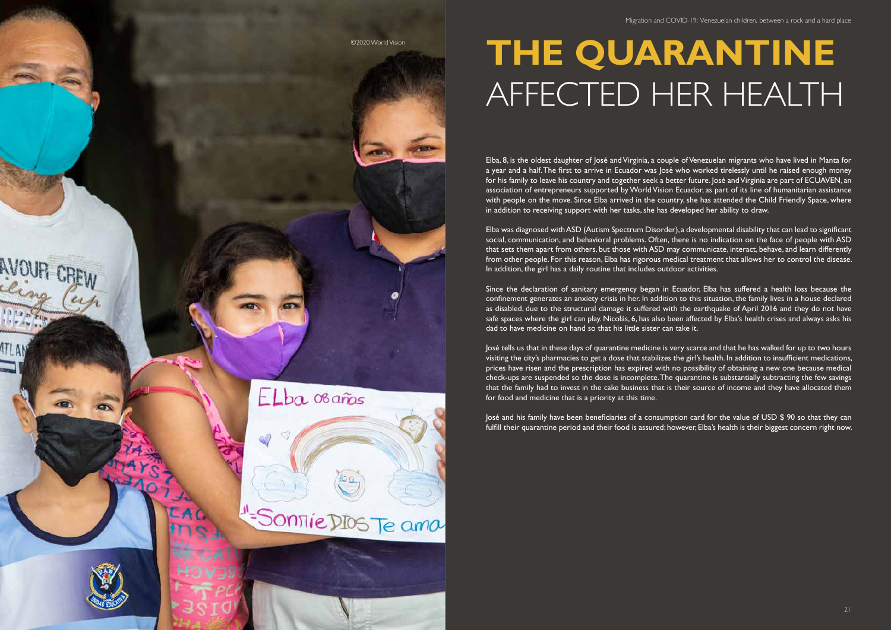# THE QUARANTINE AFFECTED HER HEALTH

Elba, 8, is the oldest daughter of José and Virginia, a couple of Venezuelan migrants who have lived in Manta for a year and a half. The first to arrive in Ecuador was José who worked tirelessly until he raised enough money for his family to leave his country and together seek a better future. José and Virginia are part of ECUAVEN, an association of entrepreneurs supported by World Vision Ecuador, as part of its line of humanitarian assistance with people on the move. Since Elba arrived in the country, she has attended the Child Friendly Space, where in addition to receiving support with her tasks, she has developed her ability to draw.

Elba was diagnosed with ASD (Autism Spectrum Disorder), a developmental disability that can lead to significant social, communication, and behavioral problems. Often, there is no indication on the face of people with ASD that sets them apart from others, but those with ASD may communicate, interact, behave, and learn differently from other people. For this reason, Elba has rigorous medical treatment that allows her to control the disease. In addition, the girl has a daily routine that includes outdoor activities.

Since the declaration of sanitary emergency began in Ecuador, Elba has suffered a health loss because the confinement generates an anxiety crisis in her. In addition to this situation, the family lives in a house declared as disabled, due to the structural damage it suffered with the earthquake of April 2016 and they do not have safe spaces where the girl can play. Nicolás, 6, has also been affected by Elba's health crises and always asks his dad to have medicine on hand so that his little sister can take it.

José tells us that in these days of quarantine medicine is very scarce and that he has walked for up to two hours visiting the city's pharmacies to get a dose that stabilizes the girl's health. In addition to insufficient medications, prices have risen and the prescription has expired with no possibility of obtaining a new one because medical check-ups are suspended so the dose is incomplete. The quarantine is substantially subtracting the few savings that the family had to invest in the cake business that is their source of income and they have allocated them for food and medicine that is a priority at this time.

José and his family have been beneficiaries of a consumption card for the value of USD $ 90 so that they can fulfill their quarantine period and their food is assured; however, Elba's health is their biggest concern right now.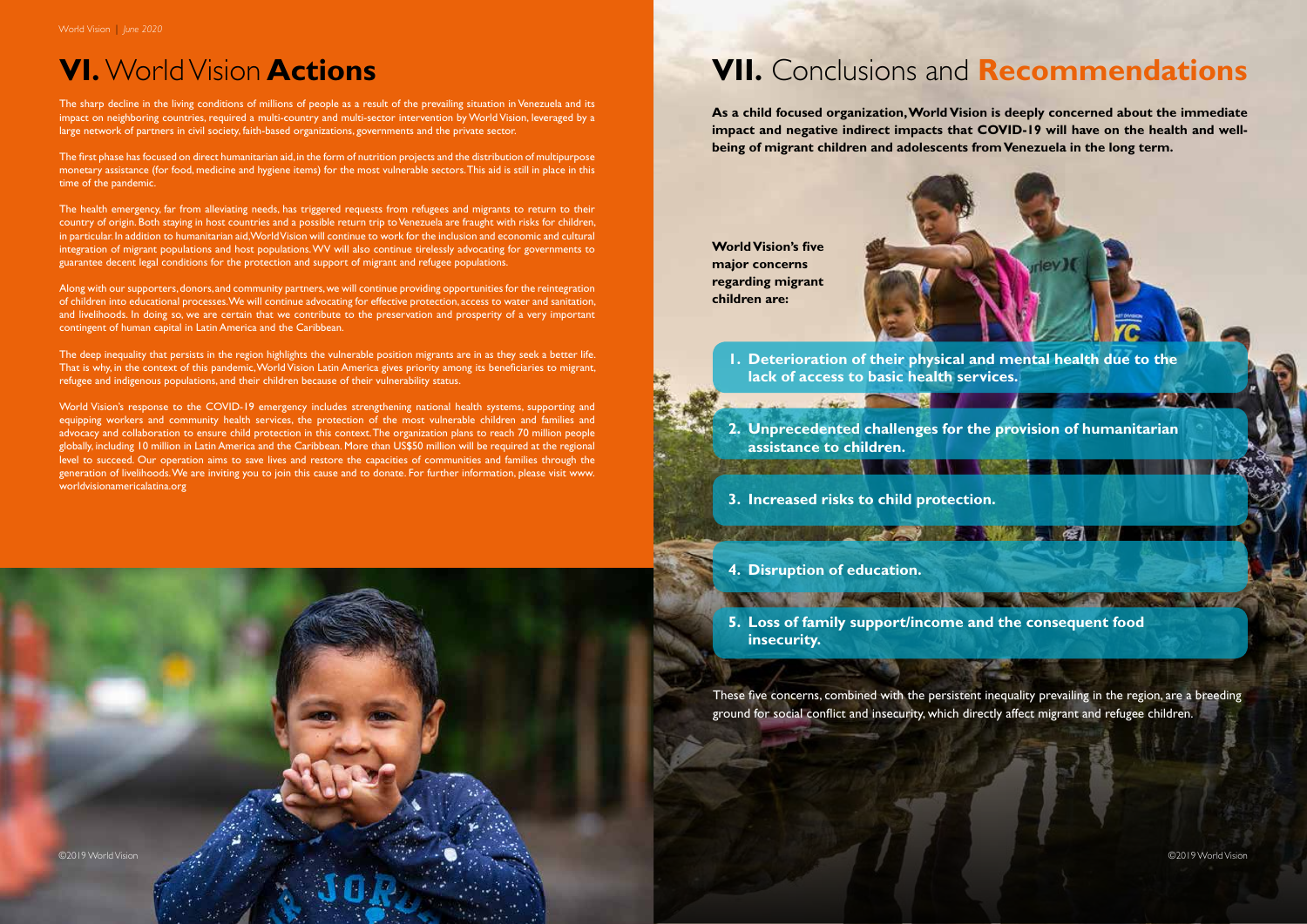# VI. World Vision **Actions**

The sharp decline in the living conditions of millions of people as a result of the prevailing situation in Venezuela and its impact on neighboring countries, required a multi-country and multi-sector intervention by World Vision, leveraged by a large network of partners in civil society, faith-based organizations, governments and the private sector.

The first phase has focused on direct humanitarian aid, in the form of nutrition projects and the distribution of multipurpose monetary assistance (for food, medicine and hygiene items) for the most vulnerable sectors. This aid is still in place in this time of the pandemic.

The health emergency, far from alleviating needs, has triggered requests from refugees and migrants to return to their country of origin. Both staying in host countries and a possible return trip to Venezuela are fraught with risks for children, in particular. In addition to humanitarian aid, World Vision will continue to work for the inclusion and economic and cultural integration of migrant populations and host populations. WV will also continue tirelessly advocating for governments to guarantee decent legal conditions for the protection and support of migrant and refugee populations.

Along with our supporters, donors, and community partners, we will continue providing opportunities for the reintegration of children into educational processes. We will continue advocating for effective protection, access to water and sanitation, and livelihoods. In doing so, we are certain that we contribute to the preservation and prosperity of a very important contingent of human capital in Latin America and the Caribbean.

The deep inequality that persists in the region highlights the vulnerable position migrants are in as they seek a better life. That is why, in the context of this pandemic, World Vision Latin America gives priority among its beneficiaries to migrant, refugee and indigenous populations, and their children because of their vulnerability status.

World Vision's response to the COVID-19 emergency includes strengthening national health systems, supporting and equipping workers and community health services, the protection of the most vulnerable children and families and advocacy and collaboration to ensure child protection in this context. The organization plans to reach 70 million people globally, including 10 million in Latin America and the Caribbean. More than US$50 million will be required at the regional level to succeed. Our operation aims to save lives and restore the capacities of communities and families through the generation of livelihoods. We are inviting you to join this cause and to donate. For further information, please visit www.worldvisionamericalatina.org

©2019 World Vision

# VII. Conclusions and **Recommendations**

**As a child focused organization, World Vision is deeply concerned about the immediate impact and negative indirect impacts that COVID-19 will have on the health and well-being of migrant children and adolescents from Venezuela in the long term.**

**World Vision's five major concerns regarding migrant children are:**

1. **Deterioration of their physical and mental health due to the lack of access to basic health services.**
2. **Unprecedented challenges for the provision of humanitarian assistance to children.**
3. **Increased risks to child protection.**
4. **Disruption of education.**
5. **Loss of family support/income and the consequent food insecurity.**

These five concerns, combined with the persistent inequality prevailing in the region, are a breeding ground for social conflict and insecurity, which directly affect migrant and refugee children.

©2019 World Vision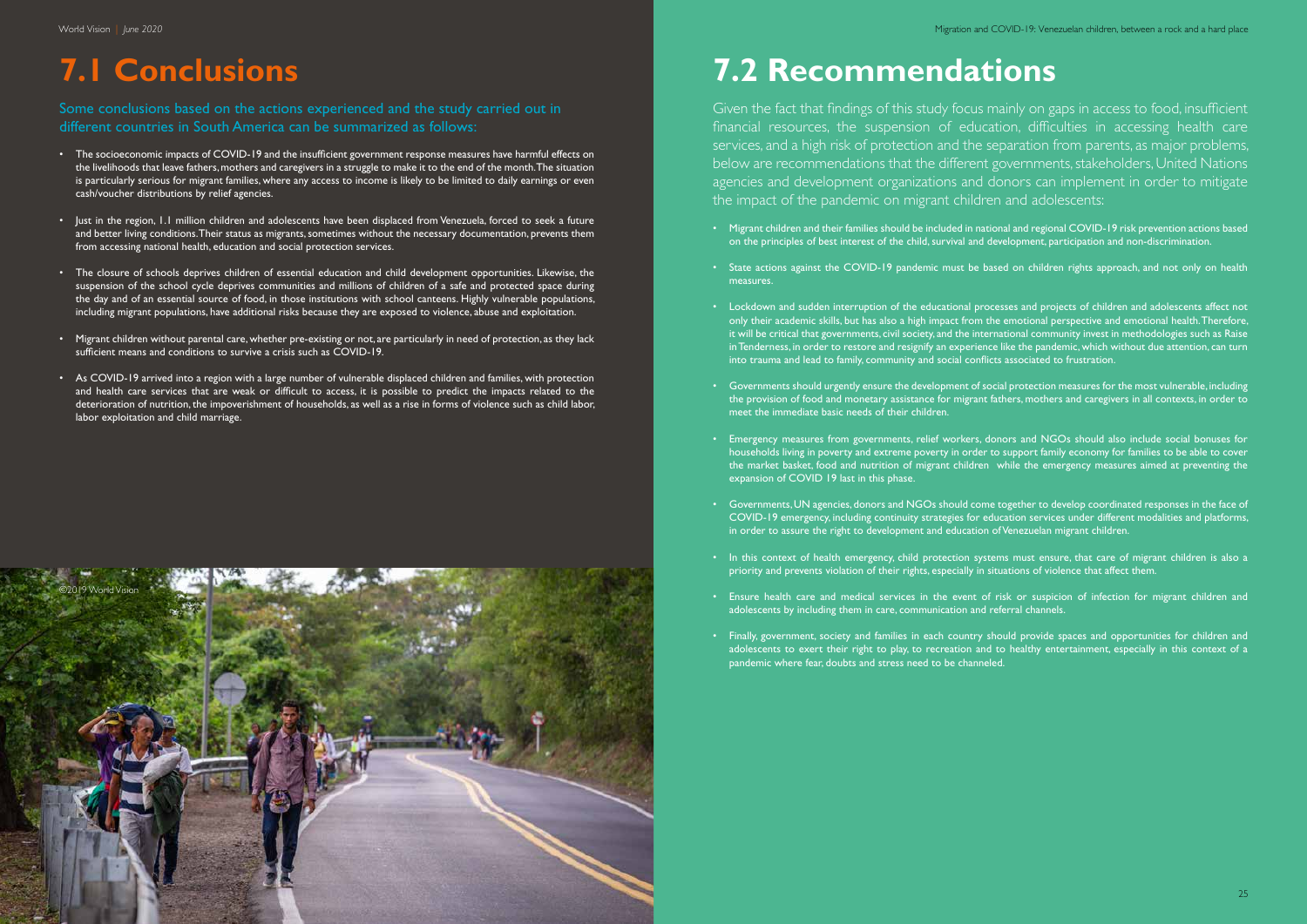# 7.1 Conclusions

Some conclusions based on the actions experienced and the study carried out in different countries in South America can be summarized as follows:

- The socioeconomic impacts of COVID-19 and the insufficient government response measures have harmful effects on the livelihoods that leave fathers, mothers and caregivers in a struggle to make it to the end of the month. The situation is particularly serious for migrant families, where any access to income is likely to be limited to daily earnings or even cash/voucher distributions by relief agencies.
- Just in the region, 1.1 million children and adolescents have been displaced from Venezuela, forced to seek a future and better living conditions. Their status as migrants, sometimes without the necessary documentation, prevents them from accessing national health, education and social protection services.
- The closure of schools deprives children of essential education and child development opportunities. Likewise, the suspension of the school cycle deprives communities and millions of children of a safe and protected space during the day and of an essential source of food, in those institutions with school canteens. Highly vulnerable populations, including migrant populations, have additional risks because they are exposed to violence, abuse and exploitation.
- Migrant children without parental care, whether pre-existing or not, are particularly in need of protection, as they lack sufficient means and conditions to survive a crisis such as COVID-19.
- As COVID-19 arrived into a region with a large number of vulnerable displaced children and families, with protection and health care services that are weak or difficult to access, it is possible to predict the impacts related to the deterioration of nutrition, the impoverishment of households, as well as a rise in forms of violence such as child labor, labor exploitation and child marriage.

©2019 World Vision

# 7.2 Recommendations

Given the fact that findings of this study focus mainly on gaps in access to food, insufficient financial resources, the suspension of education, difficulties in accessing health care services, and a high risk of protection and the separation from parents, as major problems, below are recommendations that the different governments, stakeholders, United Nations agencies and development organizations and donors can implement in order to mitigate the impact of the pandemic on migrant children and adolescents:

- Migrant children and their families should be included in national and regional COVID-19 risk prevention actions based on the principles of best interest of the child, survival and development, participation and non-discrimination.
- State actions against the COVID-19 pandemic must be based on children rights approach, and not only on health measures.
- Lockdown and sudden interruption of the educational processes and projects of children and adolescents affect not only their academic skills, but has also a high impact from the emotional perspective and emotional health. Therefore, it will be critical that governments, civil society, and the international community invest in methodologies such as Raise in Tenderness, in order to restore and resignify an experience like the pandemic, which without due attention, can turn into trauma and lead to family, community and social conflicts associated to frustration.
- Governments should urgently ensure the development of social protection measures for the most vulnerable, including the provision of food and monetary assistance for migrant fathers, mothers and caregivers in all contexts, in order to meet the immediate basic needs of their children.
- Emergency measures from governments, relief workers, donors and NGOs should also include social bonuses for households living in poverty and extreme poverty in order to support family economy for families to be able to cover the market basket, food and nutrition of migrant children while the emergency measures aimed at preventing the expansion of COVID 19 last in this phase.
- Governments, UN agencies, donors and NGOs should come together to develop coordinated responses in the face of COVID-19 emergency, including continuity strategies for education services under different modalities and platforms, in order to assure the right to development and education of Venezuelan migrant children.
- In this context of health emergency, child protection systems must ensure, that care of migrant children is also a priority and prevents violation of their rights, especially in situations of violence that affect them.
- Ensure health care and medical services in the event of risk or suspicion of infection for migrant children and adolescents by including them in care, communication and referral channels.
- Finally, government, society and families in each country should provide spaces and opportunities for children and adolescents to exert their right to play, to recreation and to healthy entertainment, especially in this context of a pandemic where fear, doubts and stress need to be channeled.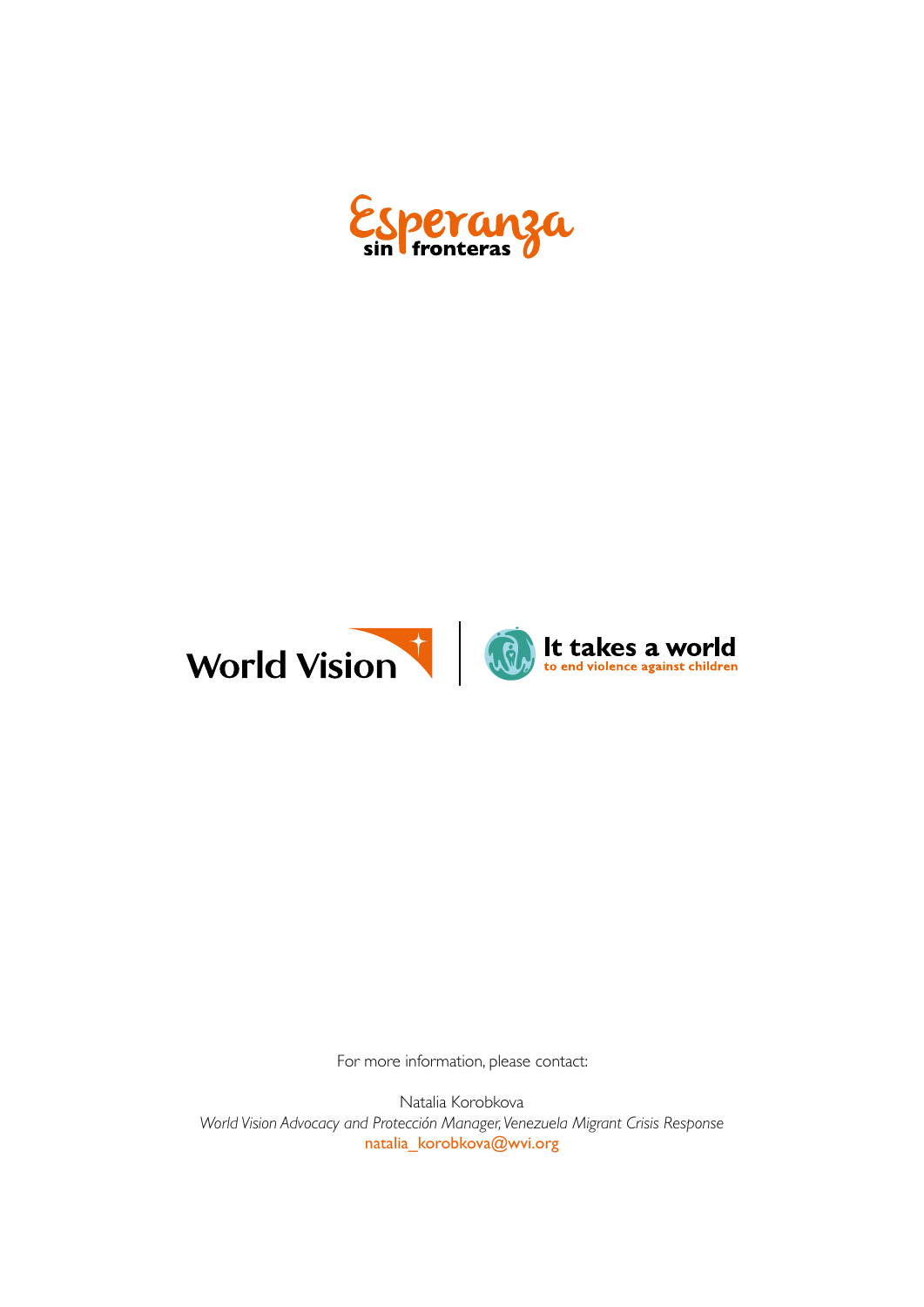Esperanza sin fronteras

World Vision | It takes a world to end violence against children

For more information, please contact:

Natalia Korobkova

*World Vision Advocacy and Protección Manager, Venezuela Migrant Crisis Response*

natalia_korobkova@wvi.org